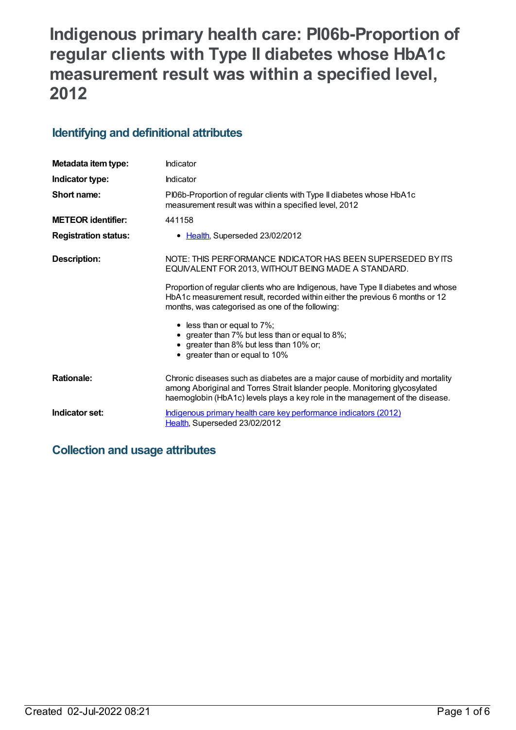# Indigenous primary health care: PI06b-Proportion of regular clients with Type II diabetes whose HbA1c measurement result was within a specified level, 2012

## Identifying and definitional attributes

| | |
|---|---|
| **Metadata item type:** | Indicator |
| **Indicator type:** | Indicator |
| **Short name:** | PI06b-Proportion of regular clients with Type II diabetes whose HbA1c measurement result was within a specified level, 2012 |
| **METEOR identifier:** | 441158 |
| **Registration status:** | • Health, Superseded 23/02/2012 |

**Description:**

NOTE: THIS PERFORMANCE INDICATOR HAS BEEN SUPERSEDED BY ITS EQUIVALENT FOR 2013, WITHOUT BEING MADE A STANDARD.

Proportion of regular clients who are Indigenous, have Type II diabetes and whose HbA1c measurement result, recorded within either the previous 6 months or 12 months, was categorised as one of the following:

- less than or equal to 7%;
- greater than 7% but less than or equal to 8%;
- greater than 8% but less than 10% or;
- greater than or equal to 10%

**Rationale:**

Chronic diseases such as diabetes are a major cause of morbidity and mortality among Aboriginal and Torres Strait Islander people. Monitoring glycosylated haemoglobin (HbA1c) levels plays a key role in the management of the disease.

**Indicator set:**

Indigenous primary health care key performance indicators (2012)
Health, Superseded 23/02/2012

## Collection and usage attributes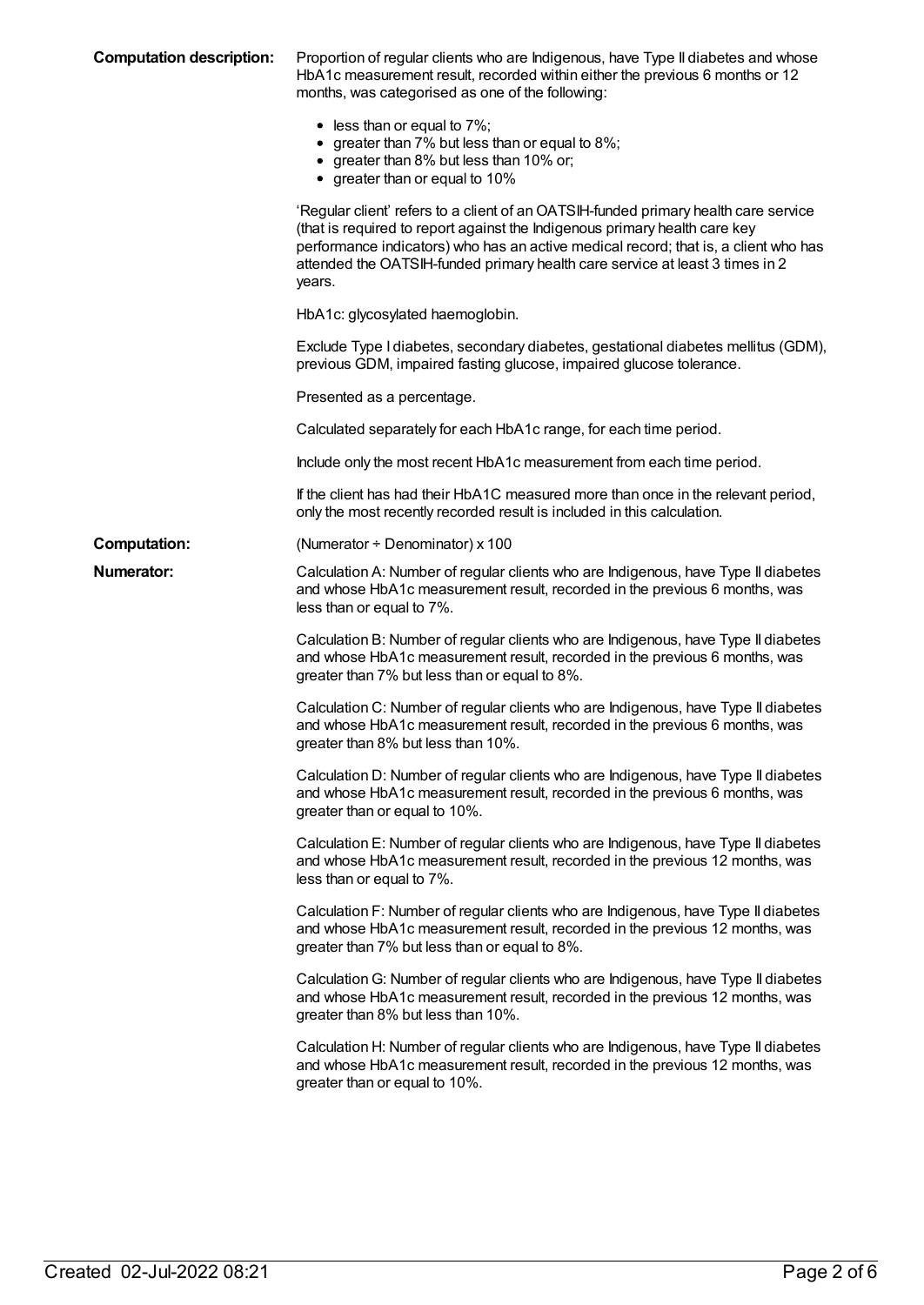**Computation description:** Proportion of regular clients who are Indigenous, have Type II diabetes and whose HbA1c measurement result, recorded within either the previous 6 months or 12 months, was categorised as one of the following:

- less than or equal to 7%;
- greater than 7% but less than or equal to 8%;
- greater than 8% but less than 10% or;
- greater than or equal to 10%

'Regular client' refers to a client of an OATSIH-funded primary health care service (that is required to report against the Indigenous primary health care key performance indicators) who has an active medical record; that is, a client who has attended the OATSIH-funded primary health care service at least 3 times in 2 years.

HbA1c: glycosylated haemoglobin.

Exclude Type I diabetes, secondary diabetes, gestational diabetes mellitus (GDM), previous GDM, impaired fasting glucose, impaired glucose tolerance.

Presented as a percentage.

Calculated separately for each HbA1c range, for each time period.

Include only the most recent HbA1c measurement from each time period.

If the client has had their HbA1C measured more than once in the relevant period, only the most recently recorded result is included in this calculation.

**Computation:** (Numerator ÷ Denominator) x 100

**Numerator:** Calculation A: Number of regular clients who are Indigenous, have Type II diabetes and whose HbA1c measurement result, recorded in the previous 6 months, was less than or equal to 7%.

Calculation B: Number of regular clients who are Indigenous, have Type II diabetes and whose HbA1c measurement result, recorded in the previous 6 months, was greater than 7% but less than or equal to 8%.

Calculation C: Number of regular clients who are Indigenous, have Type II diabetes and whose HbA1c measurement result, recorded in the previous 6 months, was greater than 8% but less than 10%.

Calculation D: Number of regular clients who are Indigenous, have Type II diabetes and whose HbA1c measurement result, recorded in the previous 6 months, was greater than or equal to 10%.

Calculation E: Number of regular clients who are Indigenous, have Type II diabetes and whose HbA1c measurement result, recorded in the previous 12 months, was less than or equal to 7%.

Calculation F: Number of regular clients who are Indigenous, have Type II diabetes and whose HbA1c measurement result, recorded in the previous 12 months, was greater than 7% but less than or equal to 8%.

Calculation G: Number of regular clients who are Indigenous, have Type II diabetes and whose HbA1c measurement result, recorded in the previous 12 months, was greater than 8% but less than 10%.

Calculation H: Number of regular clients who are Indigenous, have Type II diabetes and whose HbA1c measurement result, recorded in the previous 12 months, was greater than or equal to 10%.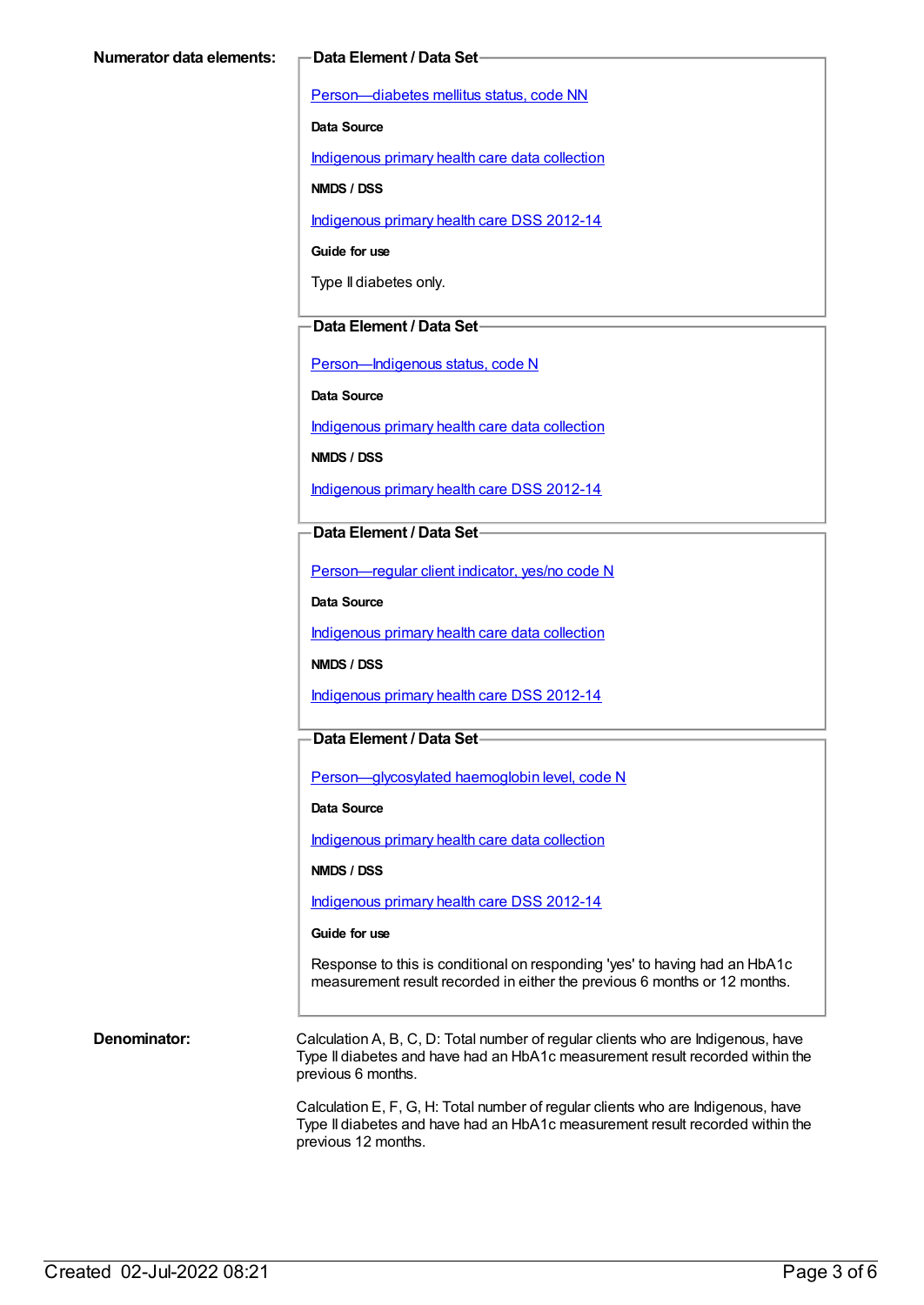**Numerator data elements:**

**Data Element / Data Set**

Person—diabetes mellitus status, code NN

**Data Source**

Indigenous primary health care data collection

**NMDS / DSS**

Indigenous primary health care DSS 2012-14

**Guide for use**

Type II diabetes only.

**Data Element / Data Set**

Person—Indigenous status, code N

**Data Source**

Indigenous primary health care data collection

**NMDS / DSS**

Indigenous primary health care DSS 2012-14

**Data Element / Data Set**

Person—regular client indicator, yes/no code N

**Data Source**

Indigenous primary health care data collection

**NMDS / DSS**

Indigenous primary health care DSS 2012-14

**Data Element / Data Set**

Person—glycosylated haemoglobin level, code N

**Data Source**

Indigenous primary health care data collection

**NMDS / DSS**

Indigenous primary health care DSS 2012-14

**Guide for use**

Response to this is conditional on responding 'yes' to having had an HbA1c measurement result recorded in either the previous 6 months or 12 months.

**Denominator:**

Calculation A, B, C, D: Total number of regular clients who are Indigenous, have Type II diabetes and have had an HbA1c measurement result recorded within the previous 6 months.

Calculation E, F, G, H: Total number of regular clients who are Indigenous, have Type II diabetes and have had an HbA1c measurement result recorded within the previous 12 months.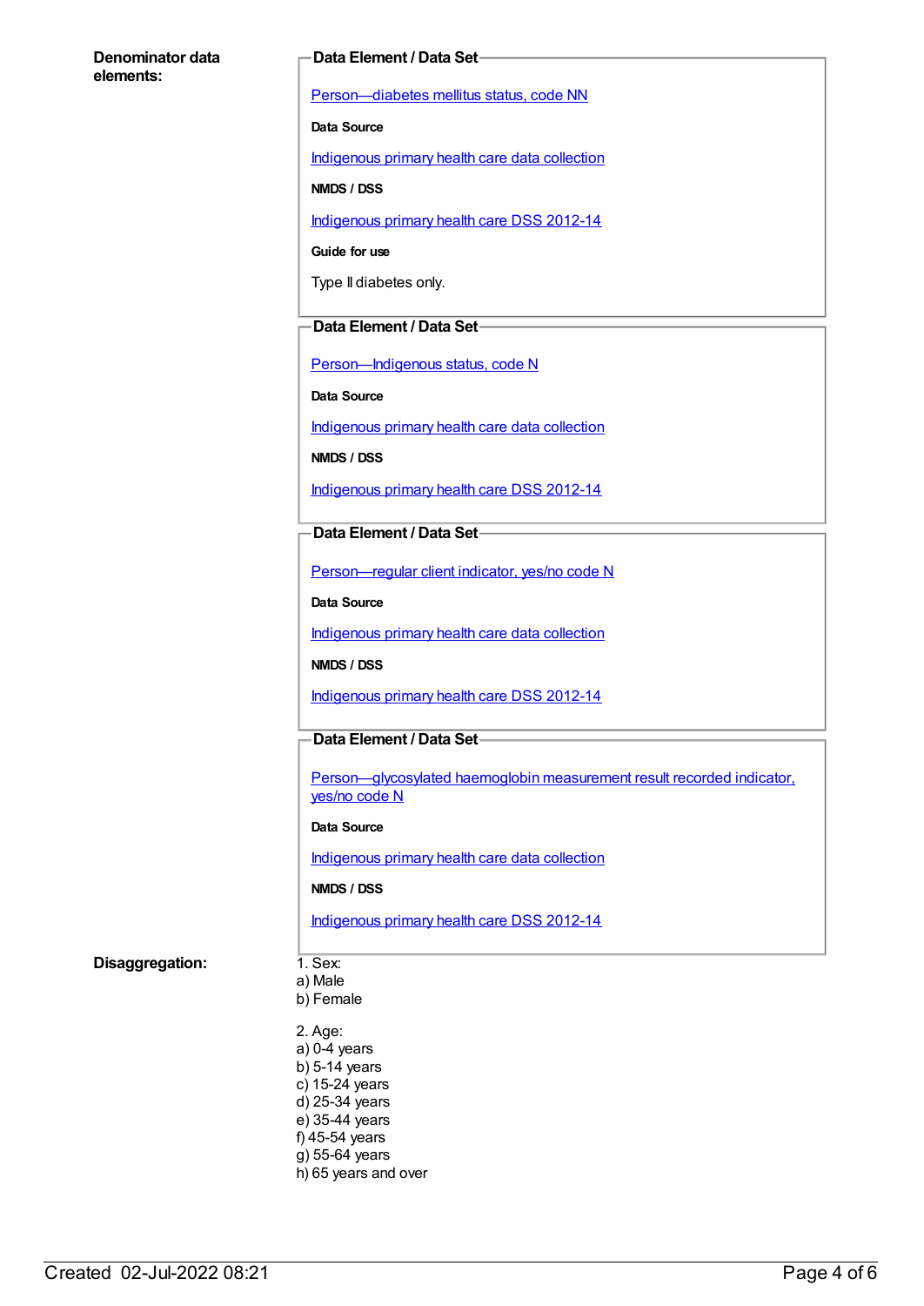**Denominator data elements:**

**Data Element / Data Set**

Person—diabetes mellitus status, code NN

**Data Source**

Indigenous primary health care data collection

**NMDS / DSS**

Indigenous primary health care DSS 2012-14

**Guide for use**

Type II diabetes only.

**Data Element / Data Set**

Person—Indigenous status, code N

**Data Source**

Indigenous primary health care data collection

**NMDS / DSS**

Indigenous primary health care DSS 2012-14

**Data Element / Data Set**

Person—regular client indicator, yes/no code N

**Data Source**

Indigenous primary health care data collection

**NMDS / DSS**

Indigenous primary health care DSS 2012-14

**Data Element / Data Set**

Person—glycosylated haemoglobin measurement result recorded indicator, yes/no code N

**Data Source**

Indigenous primary health care data collection

**NMDS / DSS**

Indigenous primary health care DSS 2012-14

**Disaggregation:**

1. Sex:
a) Male
b) Female

2. Age:
a) 0-4 years
b) 5-14 years
c) 15-24 years
d) 25-34 years
e) 35-44 years
f) 45-54 years
g) 55-64 years
h) 65 years and over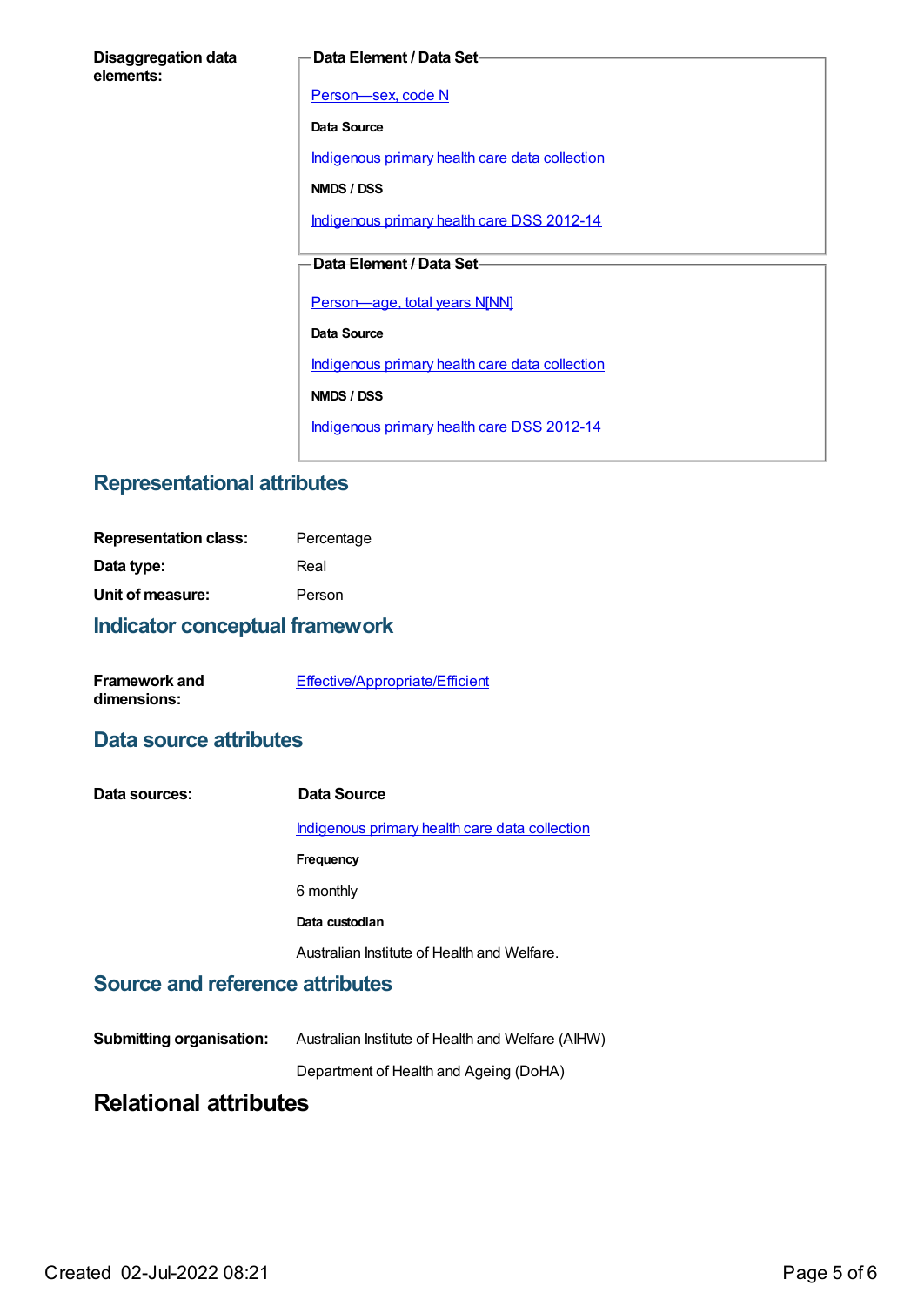**Disaggregation data elements:**

**Data Element / Data Set**

Person—sex, code N

**Data Source**

Indigenous primary health care data collection

**NMDS / DSS**

Indigenous primary health care DSS 2012-14

**Data Element / Data Set**

Person—age, total years N[NN]

**Data Source**

Indigenous primary health care data collection

**NMDS / DSS**

Indigenous primary health care DSS 2012-14

## Representational attributes

**Representation class:** Percentage

**Data type:** Real

**Unit of measure:** Person

## Indicator conceptual framework

**Framework and dimensions:** Effective/Appropriate/Efficient

## Data source attributes

**Data sources:**

**Data Source**

Indigenous primary health care data collection

**Frequency**

6 monthly

**Data custodian**

Australian Institute of Health and Welfare.

## Source and reference attributes

**Submitting organisation:** Australian Institute of Health and Welfare (AIHW)

Department of Health and Ageing (DoHA)

# Relational attributes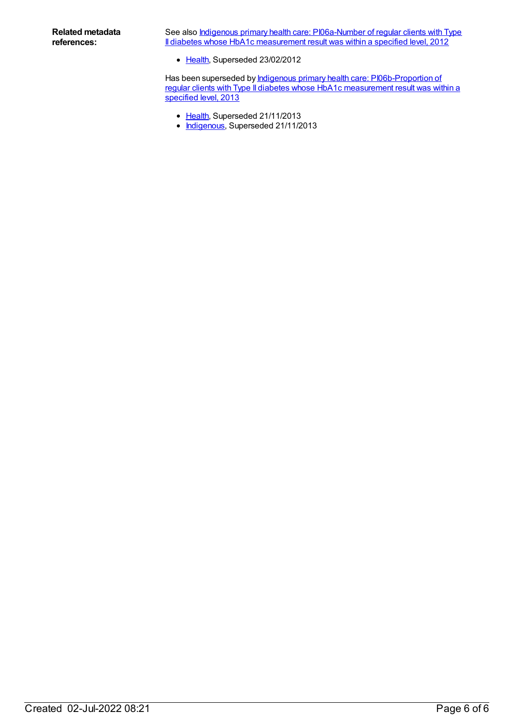**Related metadata references:**

See also Indigenous primary health care: PI06a-Number of regular clients with Type II diabetes whose HbA1c measurement result was within a specified level, 2012

- Health, Superseded 23/02/2012

Has been superseded by Indigenous primary health care: PI06b-Proportion of regular clients with Type II diabetes whose HbA1c measurement result was within a specified level, 2013

- Health, Superseded 21/11/2013
- Indigenous, Superseded 21/11/2013